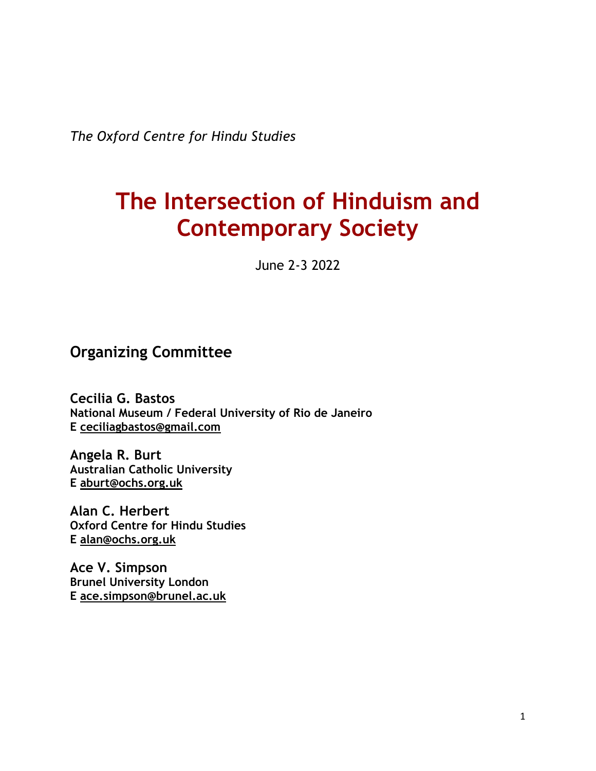*The Oxford Centre for Hindu Studies*

# The Intersection of Hinduism and Contemporary Society

June 2-3 2022

## Organizing Committee

**Cecilia G. Bastos**
**National Museum / Federal University of Rio de Janeiro**
**E ceciliagbastos@gmail.com**

**Angela R. Burt**
**Australian Catholic University**
**E aburt@ochs.org.uk**

**Alan C. Herbert**
**Oxford Centre for Hindu Studies**
**E alan@ochs.org.uk**

**Ace V. Simpson**
**Brunel University London**
**E ace.simpson@brunel.ac.uk**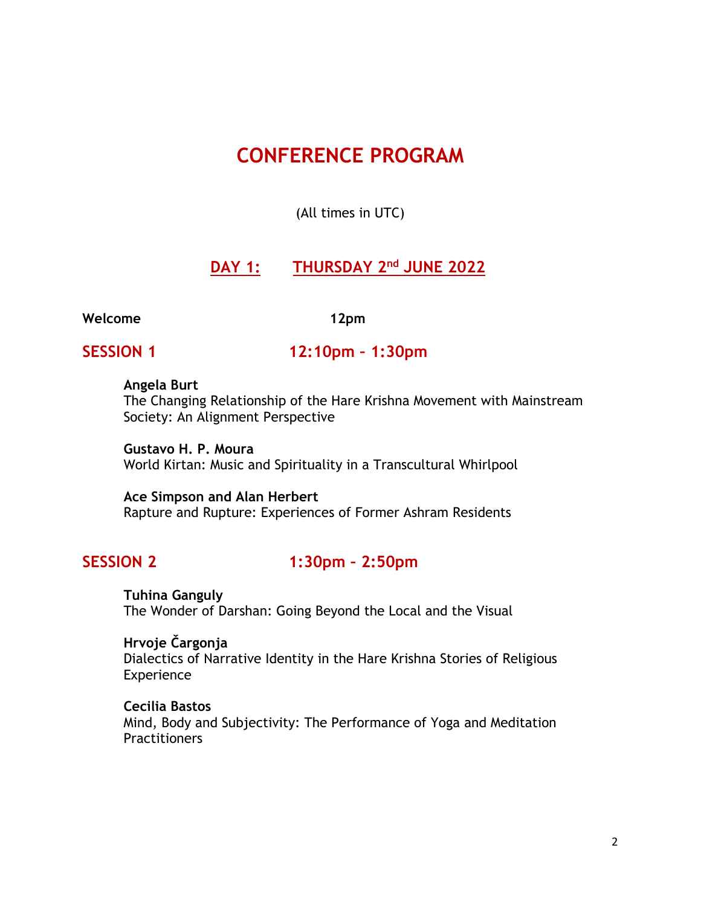# CONFERENCE PROGRAM

(All times in UTC)

## DAY 1: THURSDAY 2nd JUNE 2022

**Welcome** **12pm**

### SESSION 1 12:10pm – 1:30pm

**Angela Burt**
The Changing Relationship of the Hare Krishna Movement with Mainstream Society: An Alignment Perspective

**Gustavo H. P. Moura**
World Kirtan: Music and Spirituality in a Transcultural Whirlpool

**Ace Simpson and Alan Herbert**
Rapture and Rupture: Experiences of Former Ashram Residents

### SESSION 2 1:30pm – 2:50pm

**Tuhina Ganguly**
The Wonder of Darshan: Going Beyond the Local and the Visual

**Hrvoje Čargonja**
Dialectics of Narrative Identity in the Hare Krishna Stories of Religious Experience

**Cecilia Bastos**
Mind, Body and Subjectivity: The Performance of Yoga and Meditation Practitioners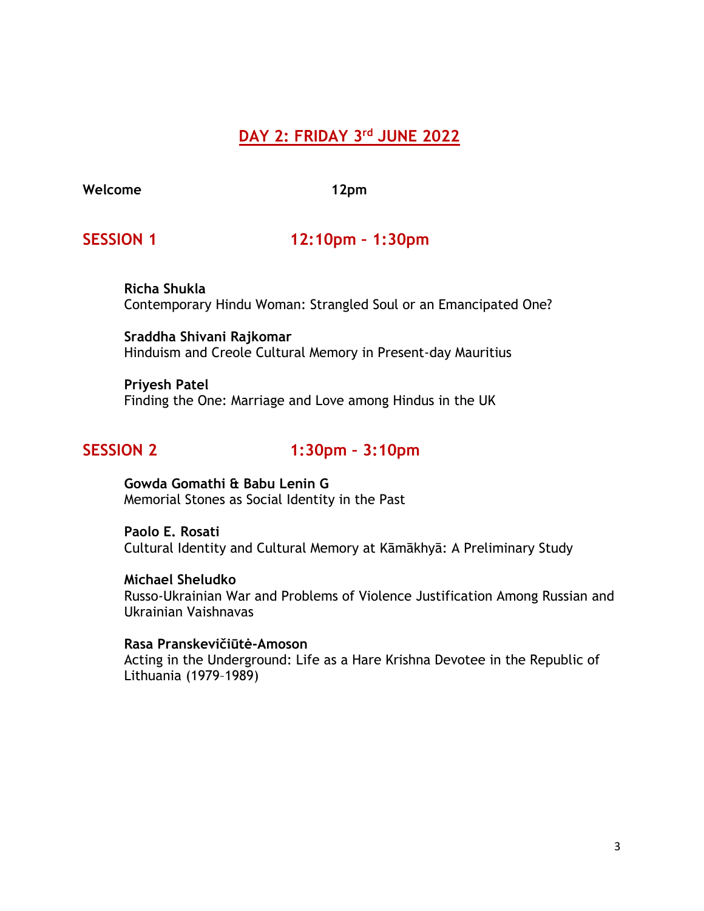## DAY 2: FRIDAY 3rd JUNE 2022

**Welcome** 12pm

## SESSION 1 12:10pm – 1:30pm

**Richa Shukla**
Contemporary Hindu Woman: Strangled Soul or an Emancipated One?

**Sraddha Shivani Rajkomar**
Hinduism and Creole Cultural Memory in Present-day Mauritius

**Priyesh Patel**
Finding the One: Marriage and Love among Hindus in the UK

## SESSION 2 1:30pm – 3:10pm

**Gowda Gomathi & Babu Lenin G**
Memorial Stones as Social Identity in the Past

**Paolo E. Rosati**
Cultural Identity and Cultural Memory at Kāmākhyā: A Preliminary Study

**Michael Sheludko**
Russo-Ukrainian War and Problems of Violence Justification Among Russian and Ukrainian Vaishnavas

**Rasa Pranskevičiūtė-Amoson**
Acting in the Underground: Life as a Hare Krishna Devotee in the Republic of Lithuania (1979–1989)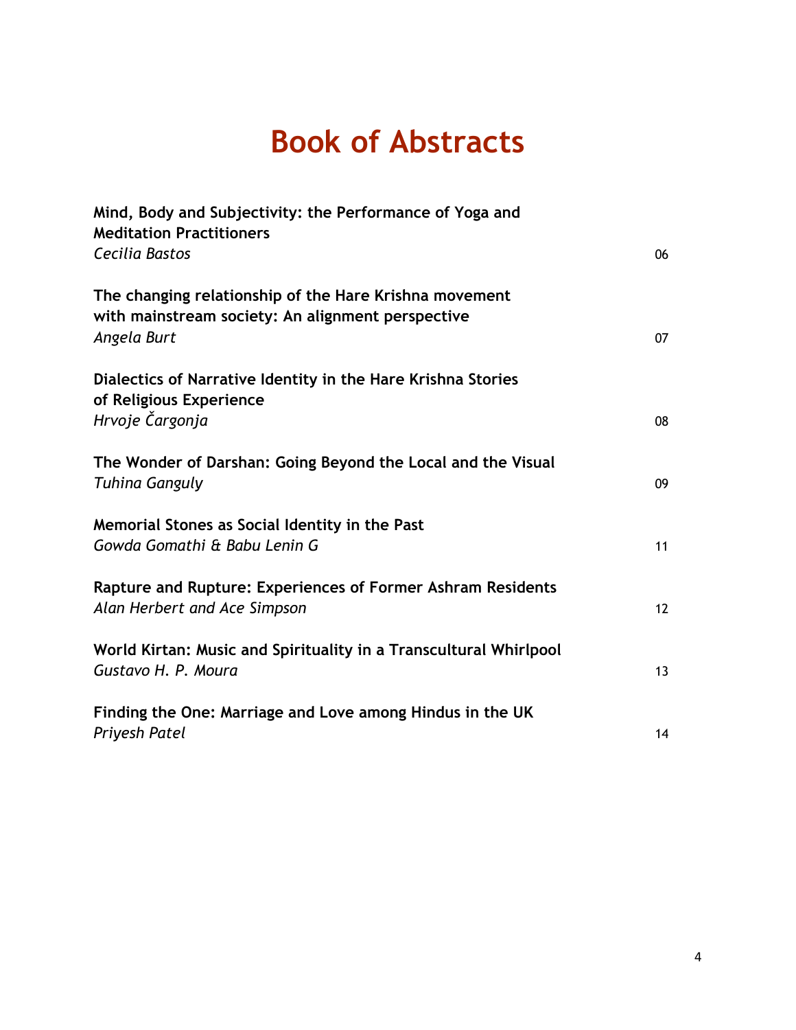# Book of Abstracts

**Mind, Body and Subjectivity: the Performance of Yoga and Meditation Practitioners**
*Cecilia Bastos* 06

**The changing relationship of the Hare Krishna movement with mainstream society: An alignment perspective**
*Angela Burt* 07

**Dialectics of Narrative Identity in the Hare Krishna Stories of Religious Experience**
*Hrvoje Čargonja* 08

**The Wonder of Darshan: Going Beyond the Local and the Visual**
*Tuhina Ganguly* 09

**Memorial Stones as Social Identity in the Past**
*Gowda Gomathi & Babu Lenin G* 11

**Rapture and Rupture: Experiences of Former Ashram Residents**
*Alan Herbert and Ace Simpson* 12

**World Kirtan: Music and Spirituality in a Transcultural Whirlpool**
*Gustavo H. P. Moura* 13

**Finding the One: Marriage and Love among Hindus in the UK**
*Priyesh Patel* 14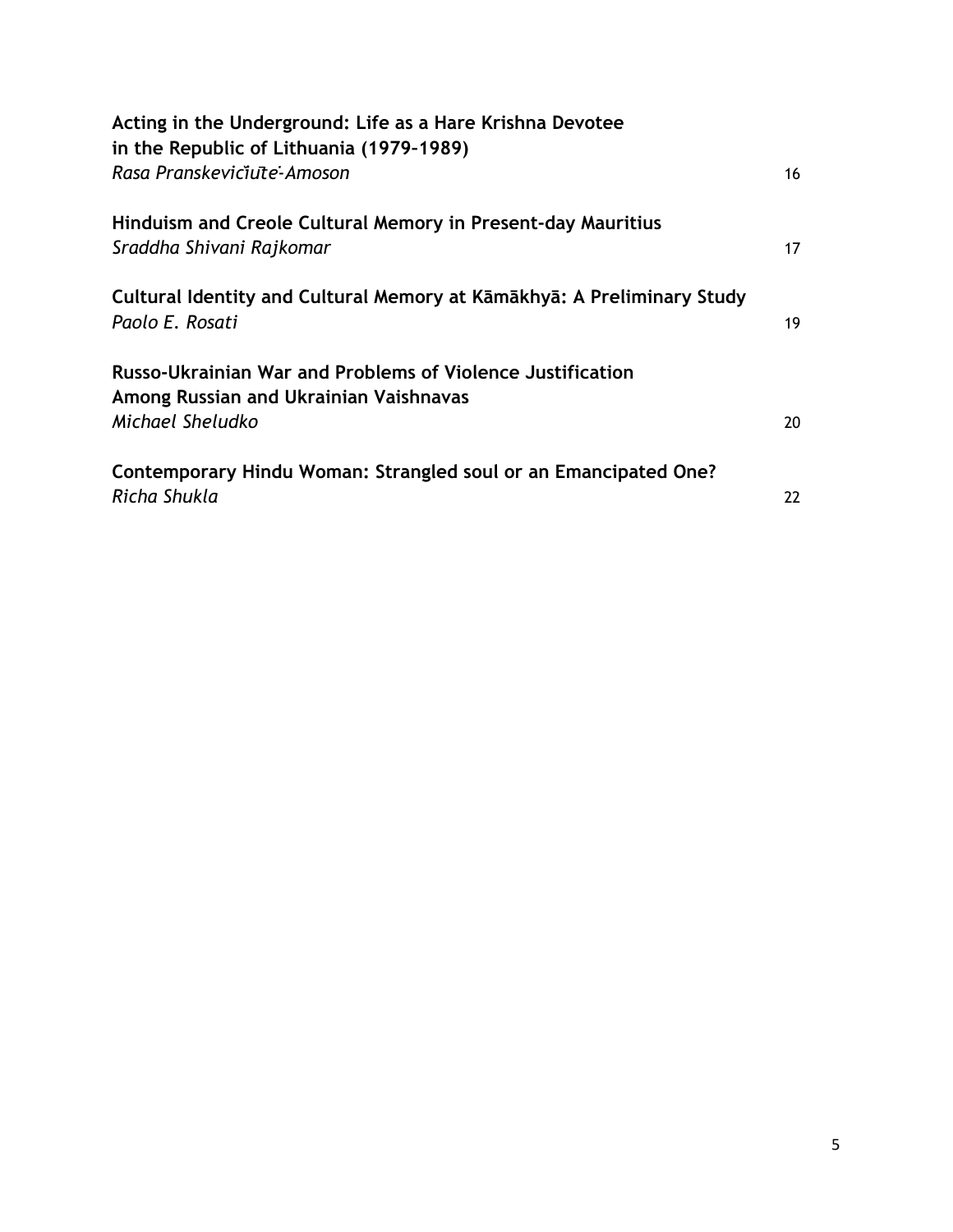**Acting in the Underground: Life as a Hare Krishna Devotee in the Republic of Lithuania (1979–1989)**
*Rasa Pranskevičiūtė-Amoson* 16

**Hinduism and Creole Cultural Memory in Present-day Mauritius**
*Sraddha Shivani Rajkomar* 17

**Cultural Identity and Cultural Memory at Kāmākhyā: A Preliminary Study**
*Paolo E. Rosati* 19

**Russo-Ukrainian War and Problems of Violence Justification Among Russian and Ukrainian Vaishnavas**
*Michael Sheludko* 20

**Contemporary Hindu Woman: Strangled soul or an Emancipated One?**
*Richa Shukla* 22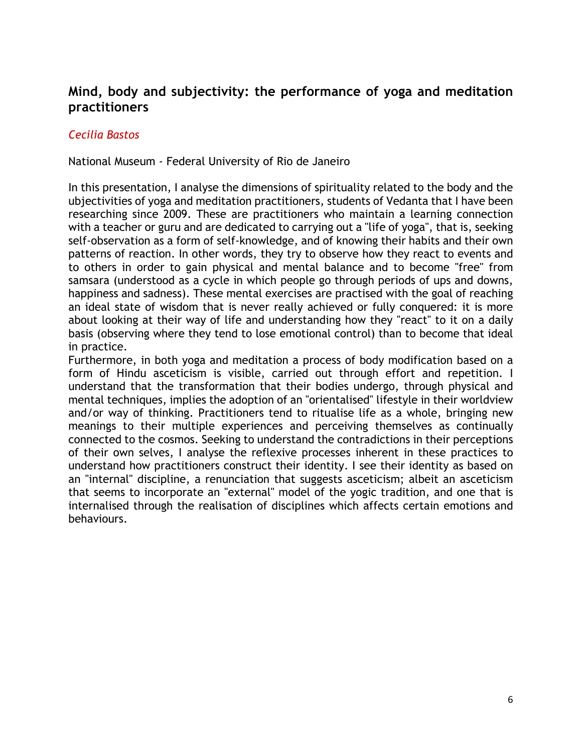## Mind, body and subjectivity: the performance of yoga and meditation practitioners

*Cecilia Bastos*

National Museum - Federal University of Rio de Janeiro

In this presentation, I analyse the dimensions of spirituality related to the body and the ubjectivities of yoga and meditation practitioners, students of Vedanta that I have been researching since 2009. These are practitioners who maintain a learning connection with a teacher or guru and are dedicated to carrying out a "life of yoga", that is, seeking self-observation as a form of self-knowledge, and of knowing their habits and their own patterns of reaction. In other words, they try to observe how they react to events and to others in order to gain physical and mental balance and to become "free" from samsara (understood as a cycle in which people go through periods of ups and downs, happiness and sadness). These mental exercises are practised with the goal of reaching an ideal state of wisdom that is never really achieved or fully conquered: it is more about looking at their way of life and understanding how they "react" to it on a daily basis (observing where they tend to lose emotional control) than to become that ideal in practice.

Furthermore, in both yoga and meditation a process of body modification based on a form of Hindu asceticism is visible, carried out through effort and repetition. I understand that the transformation that their bodies undergo, through physical and mental techniques, implies the adoption of an "orientalised" lifestyle in their worldview and/or way of thinking. Practitioners tend to ritualise life as a whole, bringing new meanings to their multiple experiences and perceiving themselves as continually connected to the cosmos. Seeking to understand the contradictions in their perceptions of their own selves, I analyse the reflexive processes inherent in these practices to understand how practitioners construct their identity. I see their identity as based on an "internal" discipline, a renunciation that suggests asceticism; albeit an asceticism that seems to incorporate an "external" model of the yogic tradition, and one that is internalised through the realisation of disciplines which affects certain emotions and behaviours.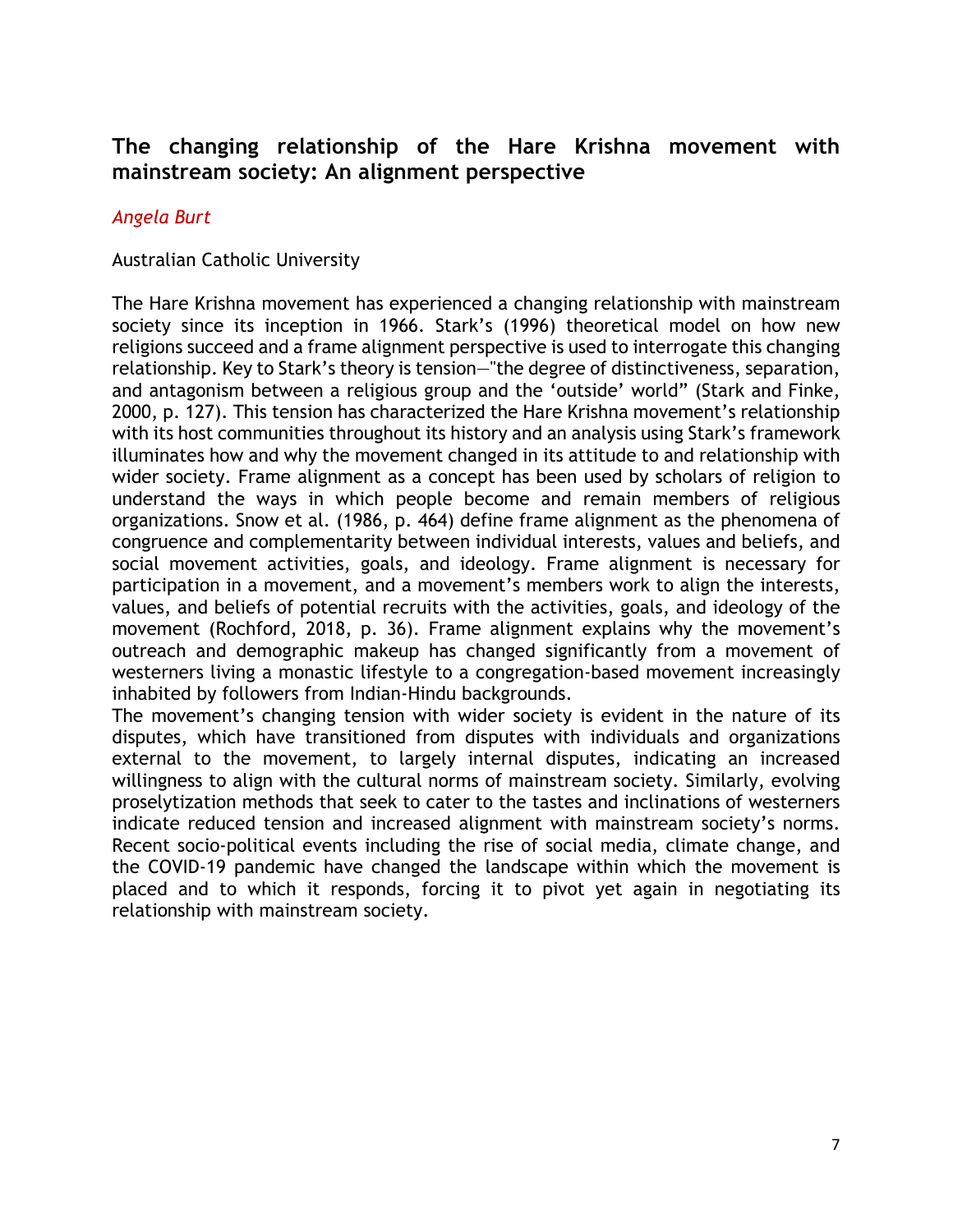## The changing relationship of the Hare Krishna movement with mainstream society: An alignment perspective

*Angela Burt*

Australian Catholic University

The Hare Krishna movement has experienced a changing relationship with mainstream society since its inception in 1966. Stark's (1996) theoretical model on how new religions succeed and a frame alignment perspective is used to interrogate this changing relationship. Key to Stark's theory is tension—"the degree of distinctiveness, separation, and antagonism between a religious group and the 'outside' world" (Stark and Finke, 2000, p. 127). This tension has characterized the Hare Krishna movement's relationship with its host communities throughout its history and an analysis using Stark's framework illuminates how and why the movement changed in its attitude to and relationship with wider society. Frame alignment as a concept has been used by scholars of religion to understand the ways in which people become and remain members of religious organizations. Snow et al. (1986, p. 464) define frame alignment as the phenomena of congruence and complementarity between individual interests, values and beliefs, and social movement activities, goals, and ideology. Frame alignment is necessary for participation in a movement, and a movement's members work to align the interests, values, and beliefs of potential recruits with the activities, goals, and ideology of the movement (Rochford, 2018, p. 36). Frame alignment explains why the movement's outreach and demographic makeup has changed significantly from a movement of westerners living a monastic lifestyle to a congregation-based movement increasingly inhabited by followers from Indian-Hindu backgrounds.

The movement's changing tension with wider society is evident in the nature of its disputes, which have transitioned from disputes with individuals and organizations external to the movement, to largely internal disputes, indicating an increased willingness to align with the cultural norms of mainstream society. Similarly, evolving proselytization methods that seek to cater to the tastes and inclinations of westerners indicate reduced tension and increased alignment with mainstream society's norms. Recent socio-political events including the rise of social media, climate change, and the COVID-19 pandemic have changed the landscape within which the movement is placed and to which it responds, forcing it to pivot yet again in negotiating its relationship with mainstream society.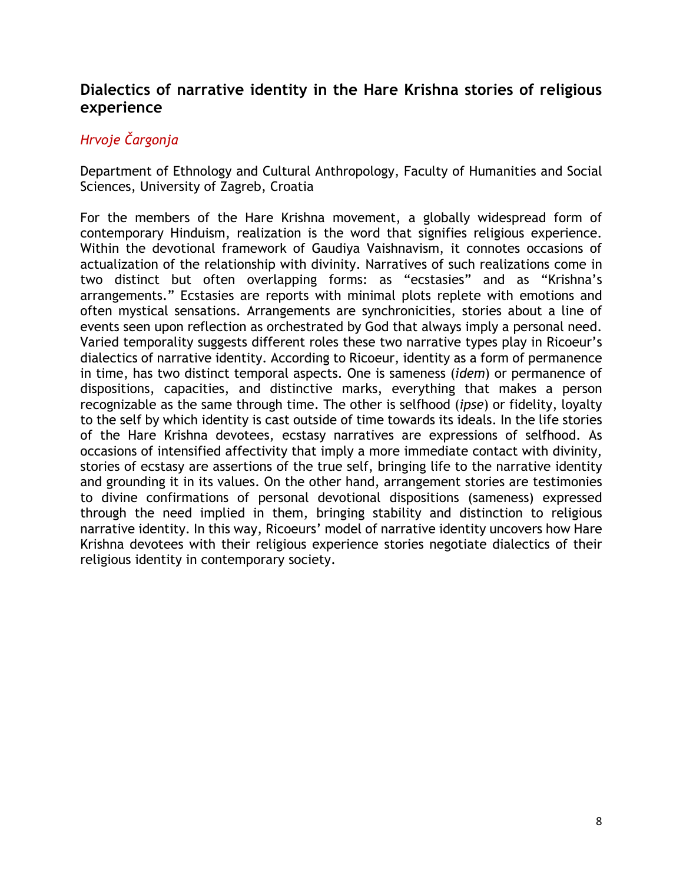## Dialectics of narrative identity in the Hare Krishna stories of religious experience

*Hrvoje Čargonja*

Department of Ethnology and Cultural Anthropology, Faculty of Humanities and Social Sciences, University of Zagreb, Croatia

For the members of the Hare Krishna movement, a globally widespread form of contemporary Hinduism, realization is the word that signifies religious experience. Within the devotional framework of Gaudiya Vaishnavism, it connotes occasions of actualization of the relationship with divinity. Narratives of such realizations come in two distinct but often overlapping forms: as "ecstasies" and as "Krishna's arrangements." Ecstasies are reports with minimal plots replete with emotions and often mystical sensations. Arrangements are synchronicities, stories about a line of events seen upon reflection as orchestrated by God that always imply a personal need. Varied temporality suggests different roles these two narrative types play in Ricoeur's dialectics of narrative identity. According to Ricoeur, identity as a form of permanence in time, has two distinct temporal aspects. One is sameness (*idem*) or permanence of dispositions, capacities, and distinctive marks, everything that makes a person recognizable as the same through time. The other is selfhood (*ipse*) or fidelity, loyalty to the self by which identity is cast outside of time towards its ideals. In the life stories of the Hare Krishna devotees, ecstasy narratives are expressions of selfhood. As occasions of intensified affectivity that imply a more immediate contact with divinity, stories of ecstasy are assertions of the true self, bringing life to the narrative identity and grounding it in its values. On the other hand, arrangement stories are testimonies to divine confirmations of personal devotional dispositions (sameness) expressed through the need implied in them, bringing stability and distinction to religious narrative identity. In this way, Ricoeurs' model of narrative identity uncovers how Hare Krishna devotees with their religious experience stories negotiate dialectics of their religious identity in contemporary society.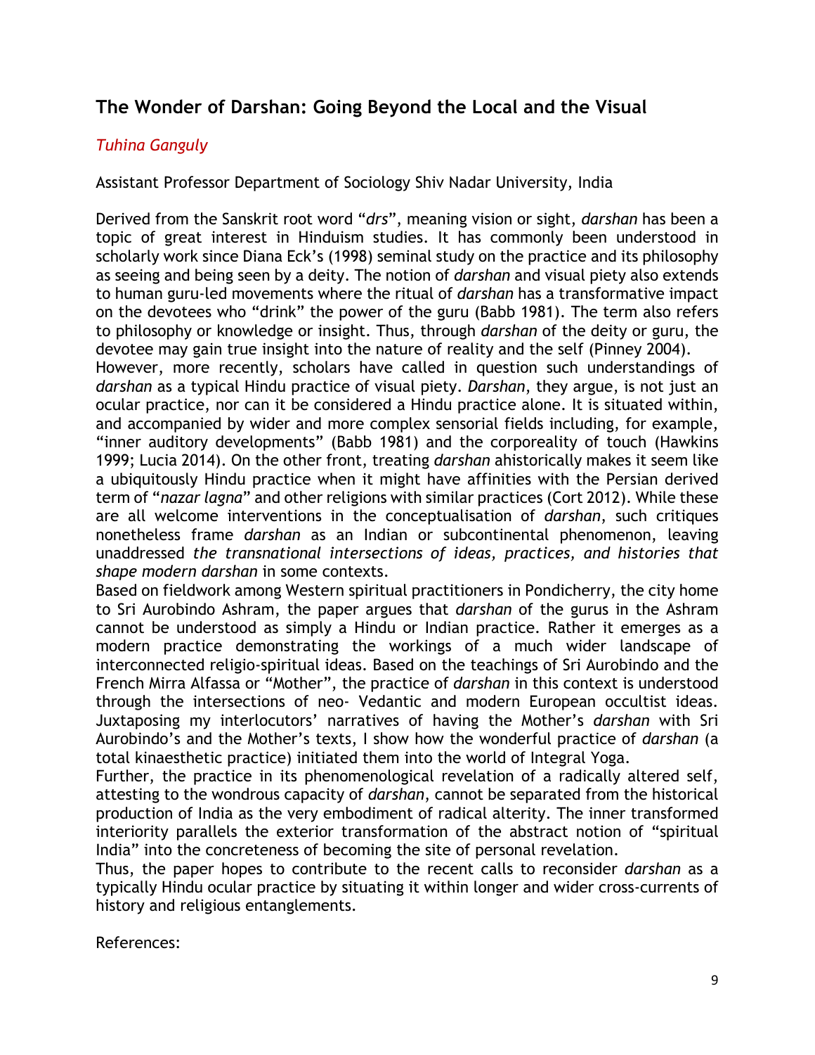## The Wonder of Darshan: Going Beyond the Local and the Visual

*Tuhina Ganguly*

Assistant Professor Department of Sociology Shiv Nadar University, India

Derived from the Sanskrit root word "*drs*", meaning vision or sight, *darshan* has been a topic of great interest in Hinduism studies. It has commonly been understood in scholarly work since Diana Eck's (1998) seminal study on the practice and its philosophy as seeing and being seen by a deity. The notion of *darshan* and visual piety also extends to human guru-led movements where the ritual of *darshan* has a transformative impact on the devotees who "drink" the power of the guru (Babb 1981). The term also refers to philosophy or knowledge or insight. Thus, through *darshan* of the deity or guru, the devotee may gain true insight into the nature of reality and the self (Pinney 2004).

However, more recently, scholars have called in question such understandings of *darshan* as a typical Hindu practice of visual piety. *Darshan*, they argue, is not just an ocular practice, nor can it be considered a Hindu practice alone. It is situated within, and accompanied by wider and more complex sensorial fields including, for example, "inner auditory developments" (Babb 1981) and the corporeality of touch (Hawkins 1999; Lucia 2014). On the other front, treating *darshan* ahistorically makes it seem like a ubiquitously Hindu practice when it might have affinities with the Persian derived term of "*nazar lagna*" and other religions with similar practices (Cort 2012). While these are all welcome interventions in the conceptualisation of *darshan*, such critiques nonetheless frame *darshan* as an Indian or subcontinental phenomenon, leaving unaddressed *the transnational intersections of ideas, practices, and histories that shape modern darshan* in some contexts.

Based on fieldwork among Western spiritual practitioners in Pondicherry, the city home to Sri Aurobindo Ashram, the paper argues that *darshan* of the gurus in the Ashram cannot be understood as simply a Hindu or Indian practice. Rather it emerges as a modern practice demonstrating the workings of a much wider landscape of interconnected religio-spiritual ideas. Based on the teachings of Sri Aurobindo and the French Mirra Alfassa or "Mother", the practice of *darshan* in this context is understood through the intersections of neo- Vedantic and modern European occultist ideas. Juxtaposing my interlocutors' narratives of having the Mother's *darshan* with Sri Aurobindo's and the Mother's texts, I show how the wonderful practice of *darshan* (a total kinaesthetic practice) initiated them into the world of Integral Yoga.

Further, the practice in its phenomenological revelation of a radically altered self, attesting to the wondrous capacity of *darshan*, cannot be separated from the historical production of India as the very embodiment of radical alterity. The inner transformed interiority parallels the exterior transformation of the abstract notion of "spiritual India" into the concreteness of becoming the site of personal revelation.

Thus, the paper hopes to contribute to the recent calls to reconsider *darshan* as a typically Hindu ocular practice by situating it within longer and wider cross-currents of history and religious entanglements.

References: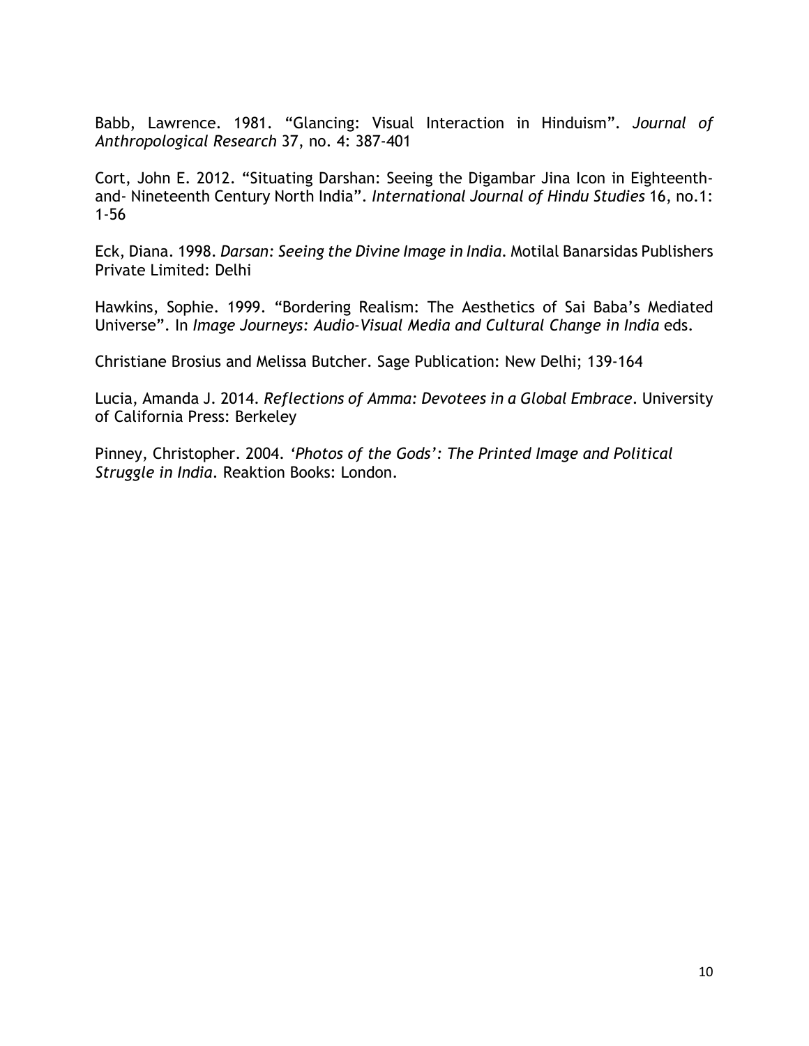Babb, Lawrence. 1981. “Glancing: Visual Interaction in Hinduism”. *Journal of Anthropological Research* 37, no. 4: 387-401

Cort, John E. 2012. “Situating Darshan: Seeing the Digambar Jina Icon in Eighteenth-and- Nineteenth Century North India”. *International Journal of Hindu Studies* 16, no.1: 1-56

Eck, Diana. 1998. *Darsan: Seeing the Divine Image in India*. Motilal Banarsidas Publishers Private Limited: Delhi

Hawkins, Sophie. 1999. “Bordering Realism: The Aesthetics of Sai Baba’s Mediated Universe”. In *Image Journeys: Audio-Visual Media and Cultural Change in India* eds.

Christiane Brosius and Melissa Butcher. Sage Publication: New Delhi; 139-164

Lucia, Amanda J. 2014. *Reflections of Amma: Devotees in a Global Embrace*. University of California Press: Berkeley

Pinney, Christopher. 2004. *‘Photos of the Gods’: The Printed Image and Political Struggle in India*. Reaktion Books: London.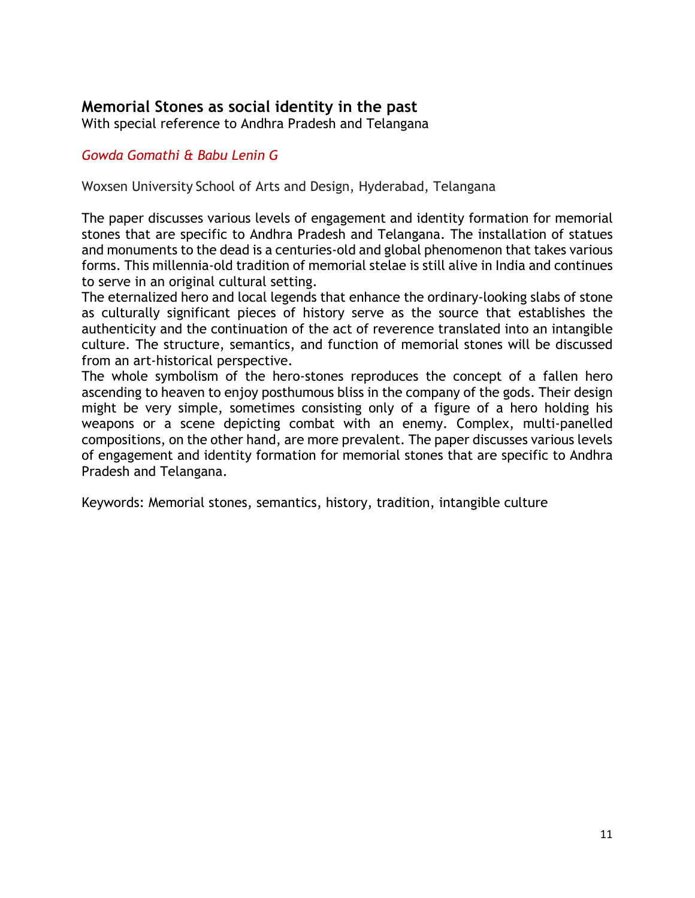## Memorial Stones as social identity in the past

With special reference to Andhra Pradesh and Telangana

*Gowda Gomathi & Babu Lenin G*

Woxsen University School of Arts and Design, Hyderabad, Telangana

The paper discusses various levels of engagement and identity formation for memorial stones that are specific to Andhra Pradesh and Telangana. The installation of statues and monuments to the dead is a centuries-old and global phenomenon that takes various forms. This millennia-old tradition of memorial stelae is still alive in India and continues to serve in an original cultural setting.

The eternalized hero and local legends that enhance the ordinary-looking slabs of stone as culturally significant pieces of history serve as the source that establishes the authenticity and the continuation of the act of reverence translated into an intangible culture. The structure, semantics, and function of memorial stones will be discussed from an art-historical perspective.

The whole symbolism of the hero-stones reproduces the concept of a fallen hero ascending to heaven to enjoy posthumous bliss in the company of the gods. Their design might be very simple, sometimes consisting only of a figure of a hero holding his weapons or a scene depicting combat with an enemy. Complex, multi-panelled compositions, on the other hand, are more prevalent. The paper discusses various levels of engagement and identity formation for memorial stones that are specific to Andhra Pradesh and Telangana.

Keywords: Memorial stones, semantics, history, tradition, intangible culture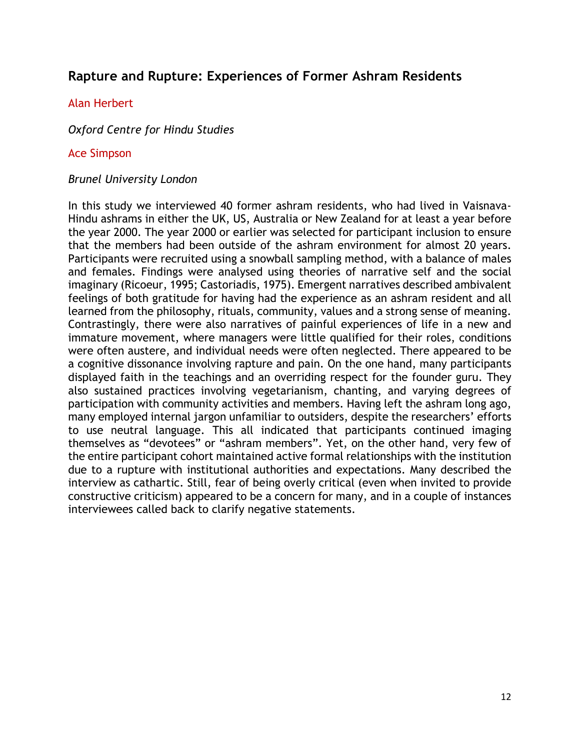## Rapture and Rupture: Experiences of Former Ashram Residents

Alan Herbert

*Oxford Centre for Hindu Studies*

Ace Simpson

*Brunel University London*

In this study we interviewed 40 former ashram residents, who had lived in Vaisnava-Hindu ashrams in either the UK, US, Australia or New Zealand for at least a year before the year 2000. The year 2000 or earlier was selected for participant inclusion to ensure that the members had been outside of the ashram environment for almost 20 years. Participants were recruited using a snowball sampling method, with a balance of males and females. Findings were analysed using theories of narrative self and the social imaginary (Ricoeur, 1995; Castoriadis, 1975). Emergent narratives described ambivalent feelings of both gratitude for having had the experience as an ashram resident and all learned from the philosophy, rituals, community, values and a strong sense of meaning. Contrastingly, there were also narratives of painful experiences of life in a new and immature movement, where managers were little qualified for their roles, conditions were often austere, and individual needs were often neglected. There appeared to be a cognitive dissonance involving rapture and pain. On the one hand, many participants displayed faith in the teachings and an overriding respect for the founder guru. They also sustained practices involving vegetarianism, chanting, and varying degrees of participation with community activities and members. Having left the ashram long ago, many employed internal jargon unfamiliar to outsiders, despite the researchers' efforts to use neutral language. This all indicated that participants continued imaging themselves as "devotees" or "ashram members". Yet, on the other hand, very few of the entire participant cohort maintained active formal relationships with the institution due to a rupture with institutional authorities and expectations. Many described the interview as cathartic. Still, fear of being overly critical (even when invited to provide constructive criticism) appeared to be a concern for many, and in a couple of instances interviewees called back to clarify negative statements.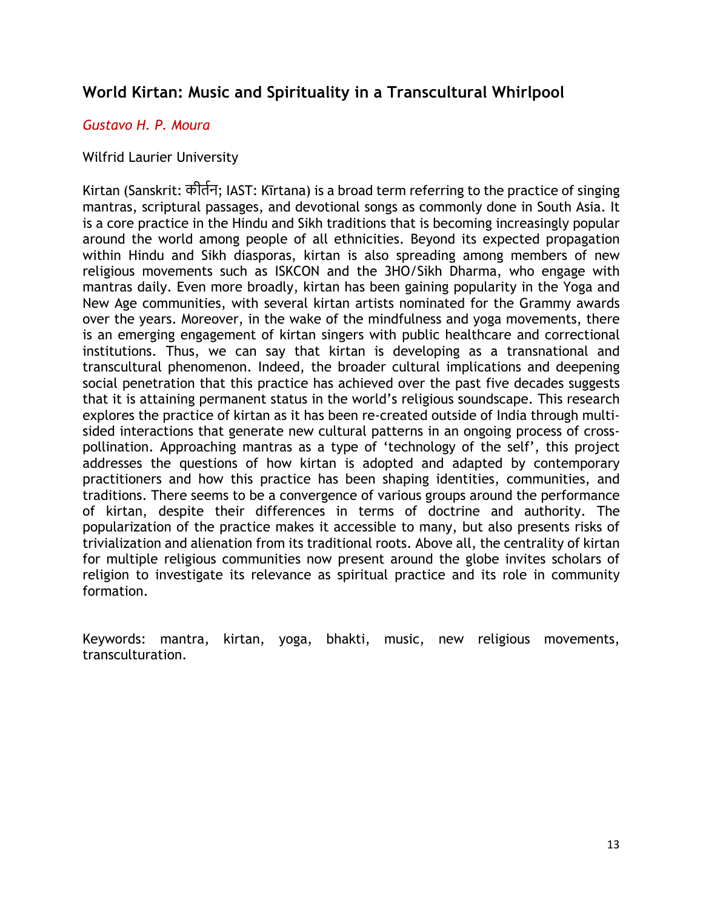## World Kirtan: Music and Spirituality in a Transcultural Whirlpool

*Gustavo H. P. Moura*

Wilfrid Laurier University

Kirtan (Sanskrit: कीर्तन; IAST: Kīrtana) is a broad term referring to the practice of singing mantras, scriptural passages, and devotional songs as commonly done in South Asia. It is a core practice in the Hindu and Sikh traditions that is becoming increasingly popular around the world among people of all ethnicities. Beyond its expected propagation within Hindu and Sikh diasporas, kirtan is also spreading among members of new religious movements such as ISKCON and the 3HO/Sikh Dharma, who engage with mantras daily. Even more broadly, kirtan has been gaining popularity in the Yoga and New Age communities, with several kirtan artists nominated for the Grammy awards over the years. Moreover, in the wake of the mindfulness and yoga movements, there is an emerging engagement of kirtan singers with public healthcare and correctional institutions. Thus, we can say that kirtan is developing as a transnational and transcultural phenomenon. Indeed, the broader cultural implications and deepening social penetration that this practice has achieved over the past five decades suggests that it is attaining permanent status in the world's religious soundscape. This research explores the practice of kirtan as it has been re-created outside of India through multi-sided interactions that generate new cultural patterns in an ongoing process of cross-pollination. Approaching mantras as a type of 'technology of the self', this project addresses the questions of how kirtan is adopted and adapted by contemporary practitioners and how this practice has been shaping identities, communities, and traditions. There seems to be a convergence of various groups around the performance of kirtan, despite their differences in terms of doctrine and authority. The popularization of the practice makes it accessible to many, but also presents risks of trivialization and alienation from its traditional roots. Above all, the centrality of kirtan for multiple religious communities now present around the globe invites scholars of religion to investigate its relevance as spiritual practice and its role in community formation.

Keywords: mantra, kirtan, yoga, bhakti, music, new religious movements, transculturation.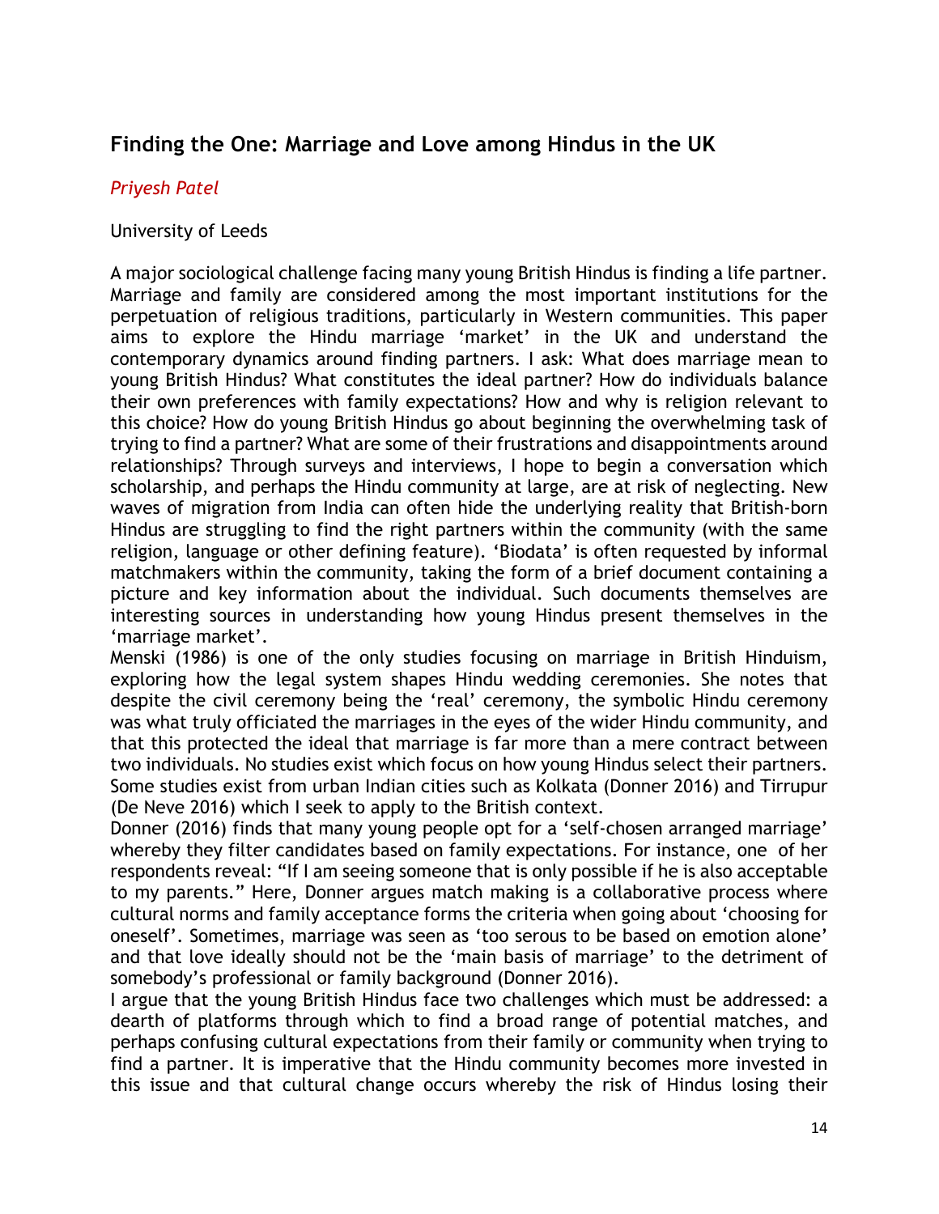## Finding the One: Marriage and Love among Hindus in the UK

*Priyesh Patel*

University of Leeds

A major sociological challenge facing many young British Hindus is finding a life partner. Marriage and family are considered among the most important institutions for the perpetuation of religious traditions, particularly in Western communities. This paper aims to explore the Hindu marriage 'market' in the UK and understand the contemporary dynamics around finding partners. I ask: What does marriage mean to young British Hindus? What constitutes the ideal partner? How do individuals balance their own preferences with family expectations? How and why is religion relevant to this choice? How do young British Hindus go about beginning the overwhelming task of trying to find a partner? What are some of their frustrations and disappointments around relationships? Through surveys and interviews, I hope to begin a conversation which scholarship, and perhaps the Hindu community at large, are at risk of neglecting. New waves of migration from India can often hide the underlying reality that British-born Hindus are struggling to find the right partners within the community (with the same religion, language or other defining feature). 'Biodata' is often requested by informal matchmakers within the community, taking the form of a brief document containing a picture and key information about the individual. Such documents themselves are interesting sources in understanding how young Hindus present themselves in the 'marriage market'.

Menski (1986) is one of the only studies focusing on marriage in British Hinduism, exploring how the legal system shapes Hindu wedding ceremonies. She notes that despite the civil ceremony being the 'real' ceremony, the symbolic Hindu ceremony was what truly officiated the marriages in the eyes of the wider Hindu community, and that this protected the ideal that marriage is far more than a mere contract between two individuals. No studies exist which focus on how young Hindus select their partners. Some studies exist from urban Indian cities such as Kolkata (Donner 2016) and Tirrupur (De Neve 2016) which I seek to apply to the British context.

Donner (2016) finds that many young people opt for a 'self-chosen arranged marriage' whereby they filter candidates based on family expectations. For instance, one of her respondents reveal: "If I am seeing someone that is only possible if he is also acceptable to my parents." Here, Donner argues match making is a collaborative process where cultural norms and family acceptance forms the criteria when going about 'choosing for oneself'. Sometimes, marriage was seen as 'too serous to be based on emotion alone' and that love ideally should not be the 'main basis of marriage' to the detriment of somebody's professional or family background (Donner 2016).

I argue that the young British Hindus face two challenges which must be addressed: a dearth of platforms through which to find a broad range of potential matches, and perhaps confusing cultural expectations from their family or community when trying to find a partner. It is imperative that the Hindu community becomes more invested in this issue and that cultural change occurs whereby the risk of Hindus losing their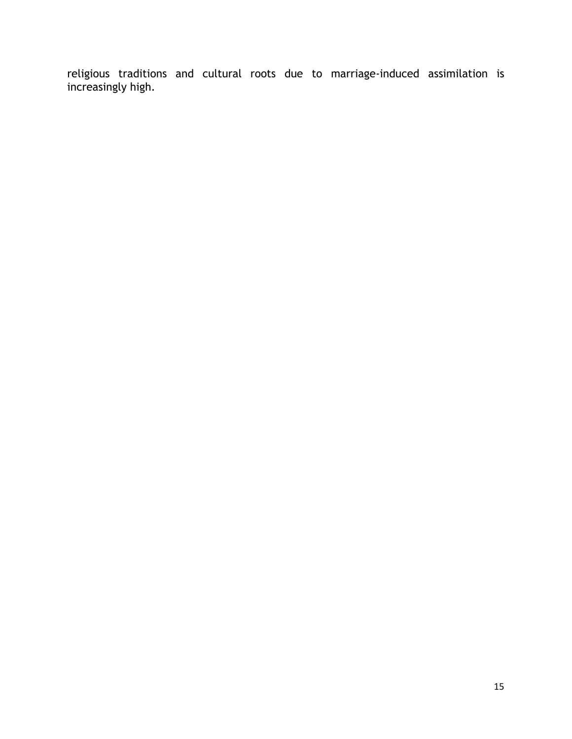religious traditions and cultural roots due to marriage-induced assimilation is increasingly high.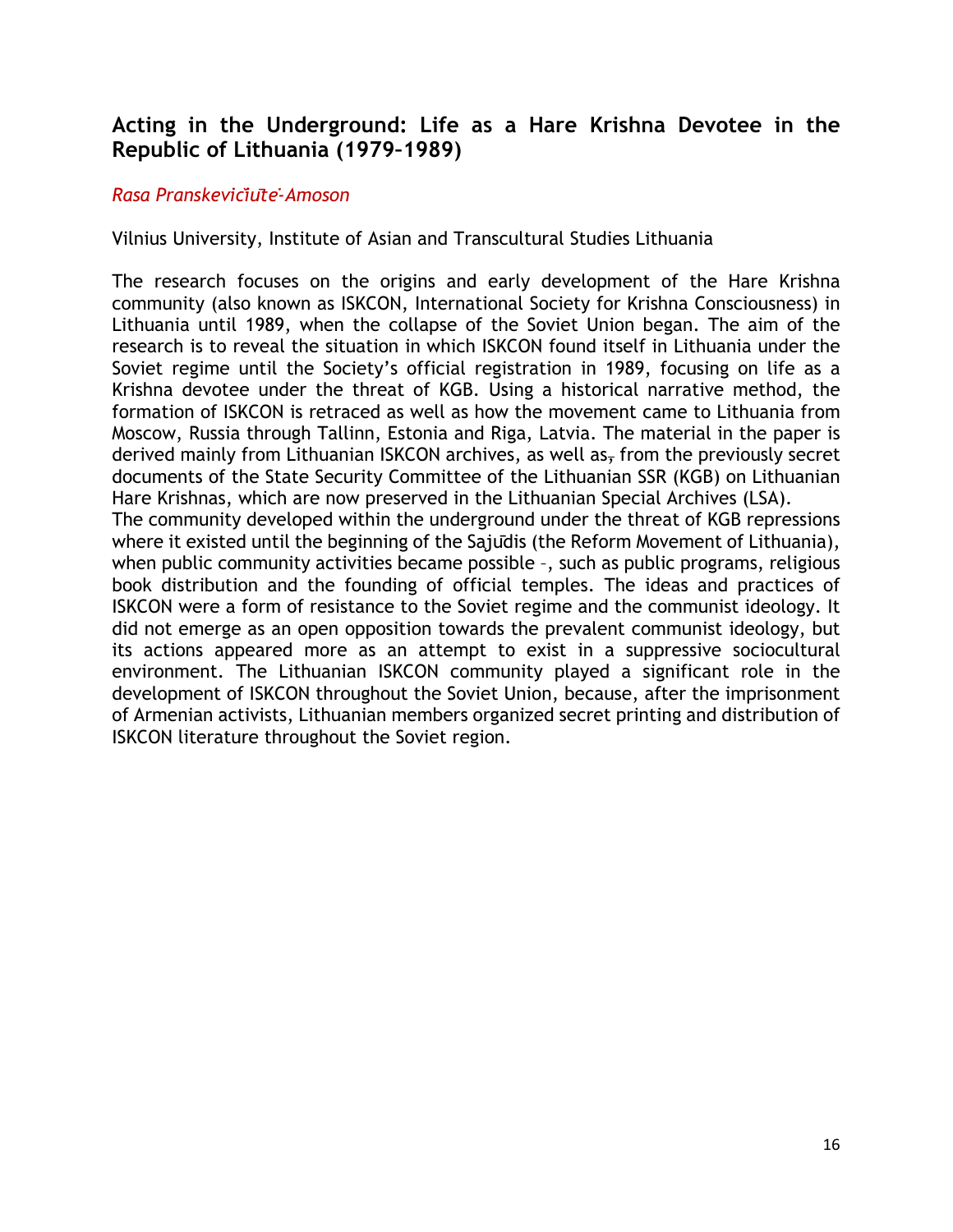## Acting in the Underground: Life as a Hare Krishna Devotee in the Republic of Lithuania (1979–1989)

*Rasa Pranskevičiūtė-Amoson*

Vilnius University, Institute of Asian and Transcultural Studies Lithuania

The research focuses on the origins and early development of the Hare Krishna community (also known as ISKCON, International Society for Krishna Consciousness) in Lithuania until 1989, when the collapse of the Soviet Union began. The aim of the research is to reveal the situation in which ISKCON found itself in Lithuania under the Soviet regime until the Society's official registration in 1989, focusing on life as a Krishna devotee under the threat of KGB. Using a historical narrative method, the formation of ISKCON is retraced as well as how the movement came to Lithuania from Moscow, Russia through Tallinn, Estonia and Riga, Latvia. The material in the paper is derived mainly from Lithuanian ISKCON archives, as well as, from the previously secret documents of the State Security Committee of the Lithuanian SSR (KGB) on Lithuanian Hare Krishnas, which are now preserved in the Lithuanian Special Archives (LSA).
The community developed within the underground under the threat of KGB repressions where it existed until the beginning of the Sajūdis (the Reform Movement of Lithuania), when public community activities became possible –, such as public programs, religious book distribution and the founding of official temples. The ideas and practices of ISKCON were a form of resistance to the Soviet regime and the communist ideology. It did not emerge as an open opposition towards the prevalent communist ideology, but its actions appeared more as an attempt to exist in a suppressive sociocultural environment. The Lithuanian ISKCON community played a significant role in the development of ISKCON throughout the Soviet Union, because, after the imprisonment of Armenian activists, Lithuanian members organized secret printing and distribution of ISKCON literature throughout the Soviet region.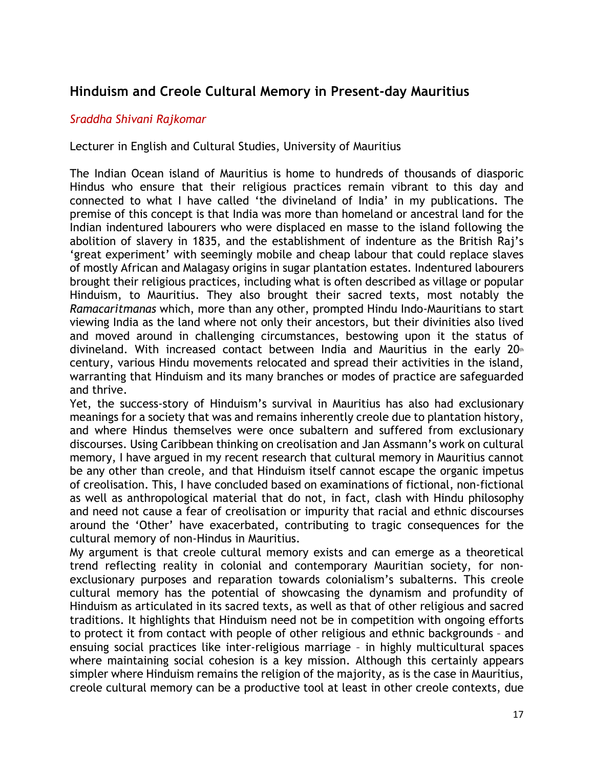## Hinduism and Creole Cultural Memory in Present-day Mauritius

*Sraddha Shivani Rajkomar*

Lecturer in English and Cultural Studies, University of Mauritius

The Indian Ocean island of Mauritius is home to hundreds of thousands of diasporic Hindus who ensure that their religious practices remain vibrant to this day and connected to what I have called 'the divineland of India' in my publications. The premise of this concept is that India was more than homeland or ancestral land for the Indian indentured labourers who were displaced en masse to the island following the abolition of slavery in 1835, and the establishment of indenture as the British Raj's 'great experiment' with seemingly mobile and cheap labour that could replace slaves of mostly African and Malagasy origins in sugar plantation estates. Indentured labourers brought their religious practices, including what is often described as village or popular Hinduism, to Mauritius. They also brought their sacred texts, most notably the *Ramacaritmanas* which, more than any other, prompted Hindu Indo-Mauritians to start viewing India as the land where not only their ancestors, but their divinities also lived and moved around in challenging circumstances, bestowing upon it the status of divineland. With increased contact between India and Mauritius in the early 20th century, various Hindu movements relocated and spread their activities in the island, warranting that Hinduism and its many branches or modes of practice are safeguarded and thrive.

Yet, the success-story of Hinduism's survival in Mauritius has also had exclusionary meanings for a society that was and remains inherently creole due to plantation history, and where Hindus themselves were once subaltern and suffered from exclusionary discourses. Using Caribbean thinking on creolisation and Jan Assmann's work on cultural memory, I have argued in my recent research that cultural memory in Mauritius cannot be any other than creole, and that Hinduism itself cannot escape the organic impetus of creolisation. This, I have concluded based on examinations of fictional, non-fictional as well as anthropological material that do not, in fact, clash with Hindu philosophy and need not cause a fear of creolisation or impurity that racial and ethnic discourses around the 'Other' have exacerbated, contributing to tragic consequences for the cultural memory of non-Hindus in Mauritius.

My argument is that creole cultural memory exists and can emerge as a theoretical trend reflecting reality in colonial and contemporary Mauritian society, for non-exclusionary purposes and reparation towards colonialism's subalterns. This creole cultural memory has the potential of showcasing the dynamism and profundity of Hinduism as articulated in its sacred texts, as well as that of other religious and sacred traditions. It highlights that Hinduism need not be in competition with ongoing efforts to protect it from contact with people of other religious and ethnic backgrounds – and ensuing social practices like inter-religious marriage – in highly multicultural spaces where maintaining social cohesion is a key mission. Although this certainly appears simpler where Hinduism remains the religion of the majority, as is the case in Mauritius, creole cultural memory can be a productive tool at least in other creole contexts, due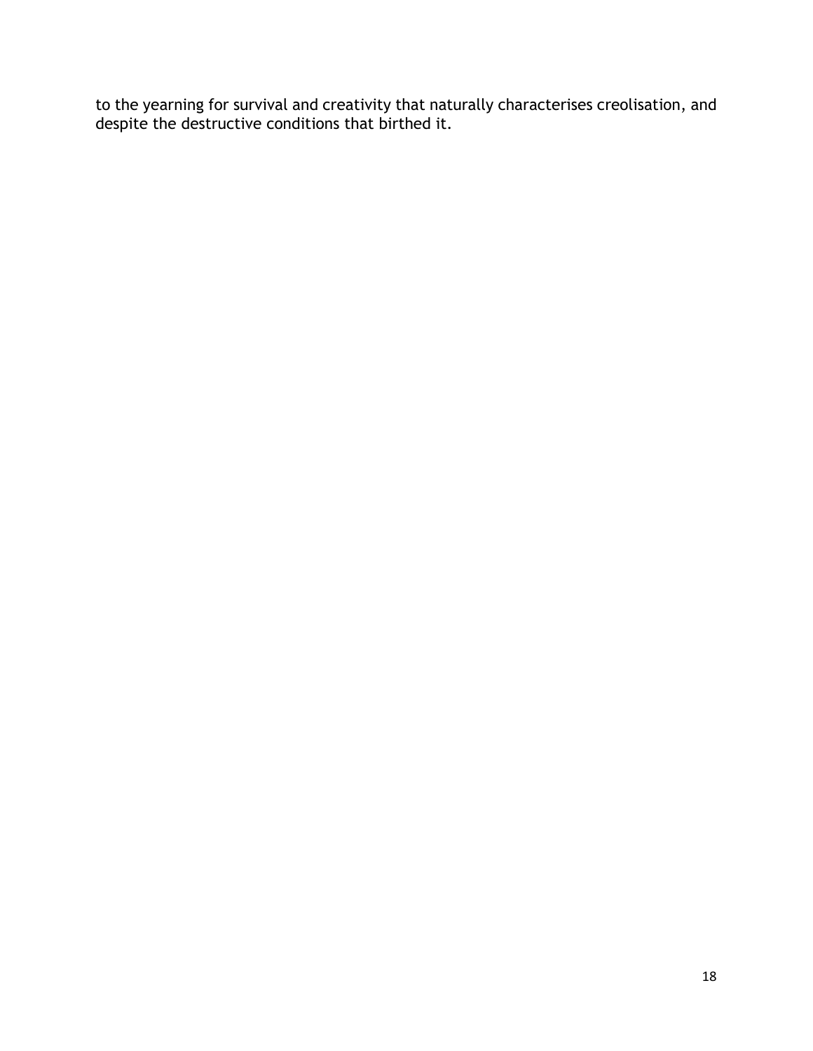to the yearning for survival and creativity that naturally characterises creolisation, and despite the destructive conditions that birthed it.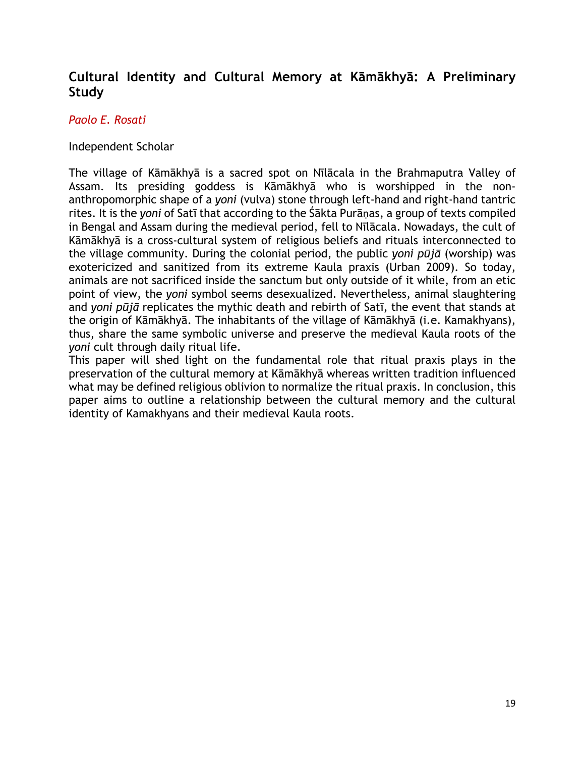## Cultural Identity and Cultural Memory at Kāmākhyā: A Preliminary Study

*Paolo E. Rosati*

Independent Scholar

The village of Kāmākhyā is a sacred spot on Nīlācala in the Brahmaputra Valley of Assam. Its presiding goddess is Kāmākhyā who is worshipped in the non-anthropomorphic shape of a *yoni* (vulva) stone through left-hand and right-hand tantric rites. It is the *yoni* of Satī that according to the Śākta Purāṇas, a group of texts compiled in Bengal and Assam during the medieval period, fell to Nīlācala. Nowadays, the cult of Kāmākhyā is a cross-cultural system of religious beliefs and rituals interconnected to the village community. During the colonial period, the public *yoni pūjā* (worship) was exotericized and sanitized from its extreme Kaula praxis (Urban 2009). So today, animals are not sacrificed inside the sanctum but only outside of it while, from an etic point of view, the *yoni* symbol seems desexualized. Nevertheless, animal slaughtering and *yoni pūjā* replicates the mythic death and rebirth of Satī, the event that stands at the origin of Kāmākhyā. The inhabitants of the village of Kāmākhyā (i.e. Kamakhyans), thus, share the same symbolic universe and preserve the medieval Kaula roots of the *yoni* cult through daily ritual life.

This paper will shed light on the fundamental role that ritual praxis plays in the preservation of the cultural memory at Kāmākhyā whereas written tradition influenced what may be defined religious oblivion to normalize the ritual praxis. In conclusion, this paper aims to outline a relationship between the cultural memory and the cultural identity of Kamakhyans and their medieval Kaula roots.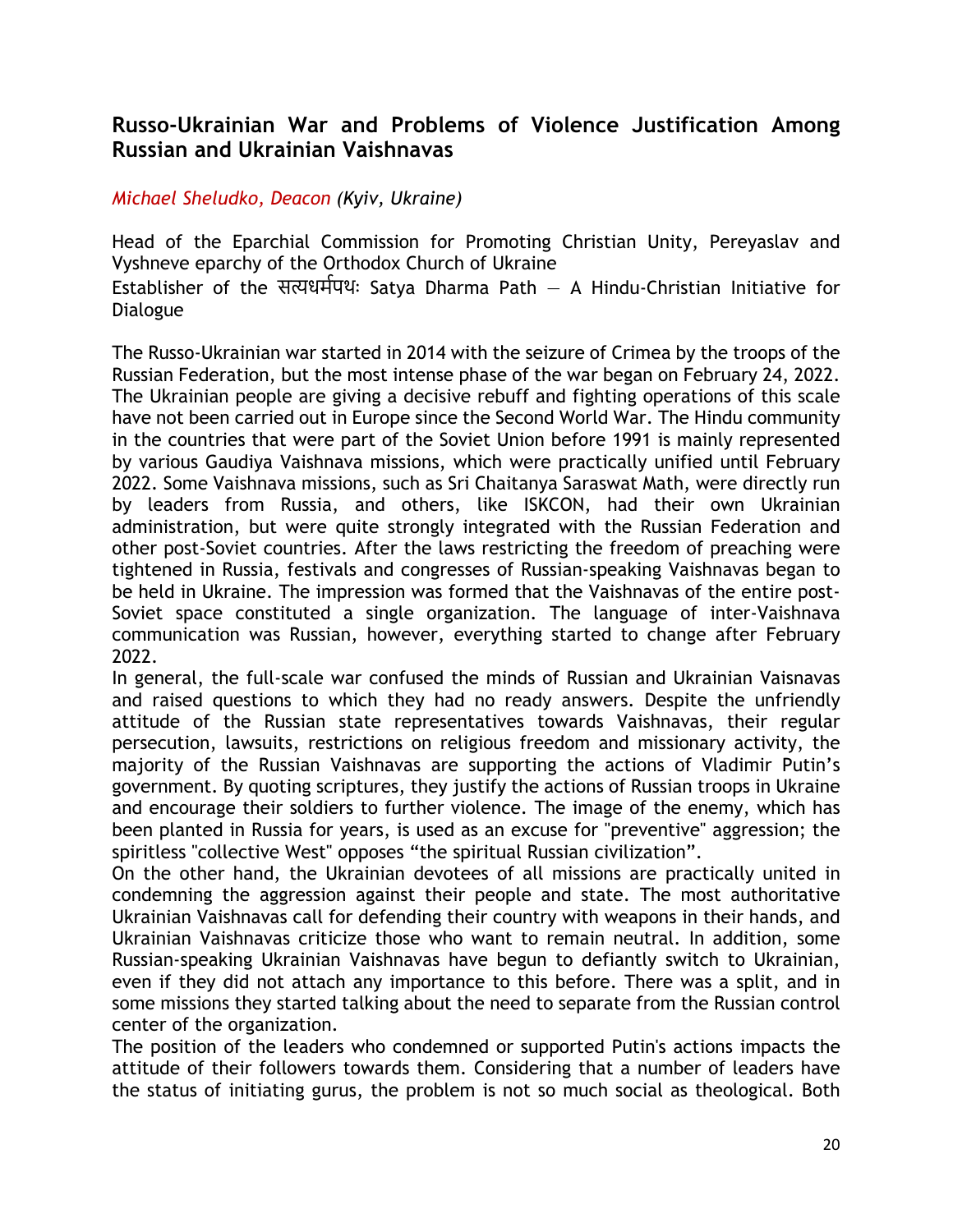## Russo-Ukrainian War and Problems of Violence Justification Among Russian and Ukrainian Vaishnavas

*Michael Sheludko, Deacon (Kyiv, Ukraine)*

Head of the Eparchial Commission for Promoting Christian Unity, Pereyaslav and Vyshneve eparchy of the Orthodox Church of Ukraine
Establisher of the सत्यधर्मपथः Satya Dharma Path — A Hindu-Christian Initiative for Dialogue

The Russo-Ukrainian war started in 2014 with the seizure of Crimea by the troops of the Russian Federation, but the most intense phase of the war began on February 24, 2022. The Ukrainian people are giving a decisive rebuff and fighting operations of this scale have not been carried out in Europe since the Second World War. The Hindu community in the countries that were part of the Soviet Union before 1991 is mainly represented by various Gaudiya Vaishnava missions, which were practically unified until February 2022. Some Vaishnava missions, such as Sri Chaitanya Saraswat Math, were directly run by leaders from Russia, and others, like ISKCON, had their own Ukrainian administration, but were quite strongly integrated with the Russian Federation and other post-Soviet countries. After the laws restricting the freedom of preaching were tightened in Russia, festivals and congresses of Russian-speaking Vaishnavas began to be held in Ukraine. The impression was formed that the Vaishnavas of the entire post-Soviet space constituted a single organization. The language of inter-Vaishnava communication was Russian, however, everything started to change after February 2022.

In general, the full-scale war confused the minds of Russian and Ukrainian Vaisnavas and raised questions to which they had no ready answers. Despite the unfriendly attitude of the Russian state representatives towards Vaishnavas, their regular persecution, lawsuits, restrictions on religious freedom and missionary activity, the majority of the Russian Vaishnavas are supporting the actions of Vladimir Putin's government. By quoting scriptures, they justify the actions of Russian troops in Ukraine and encourage their soldiers to further violence. The image of the enemy, which has been planted in Russia for years, is used as an excuse for "preventive" aggression; the spiritless "collective West" opposes "the spiritual Russian civilization".

On the other hand, the Ukrainian devotees of all missions are practically united in condemning the aggression against their people and state. The most authoritative Ukrainian Vaishnavas call for defending their country with weapons in their hands, and Ukrainian Vaishnavas criticize those who want to remain neutral. In addition, some Russian-speaking Ukrainian Vaishnavas have begun to defiantly switch to Ukrainian, even if they did not attach any importance to this before. There was a split, and in some missions they started talking about the need to separate from the Russian control center of the organization.

The position of the leaders who condemned or supported Putin's actions impacts the attitude of their followers towards them. Considering that a number of leaders have the status of initiating gurus, the problem is not so much social as theological. Both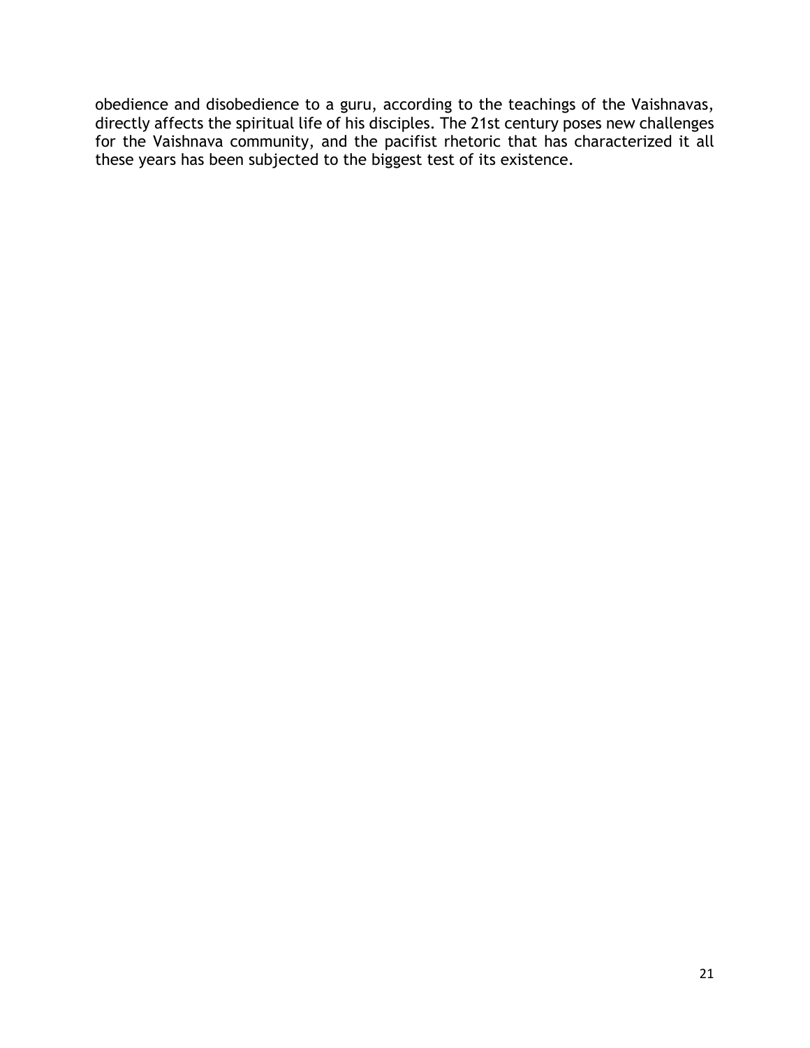obedience and disobedience to a guru, according to the teachings of the Vaishnavas, directly affects the spiritual life of his disciples. The 21st century poses new challenges for the Vaishnava community, and the pacifist rhetoric that has characterized it all these years has been subjected to the biggest test of its existence.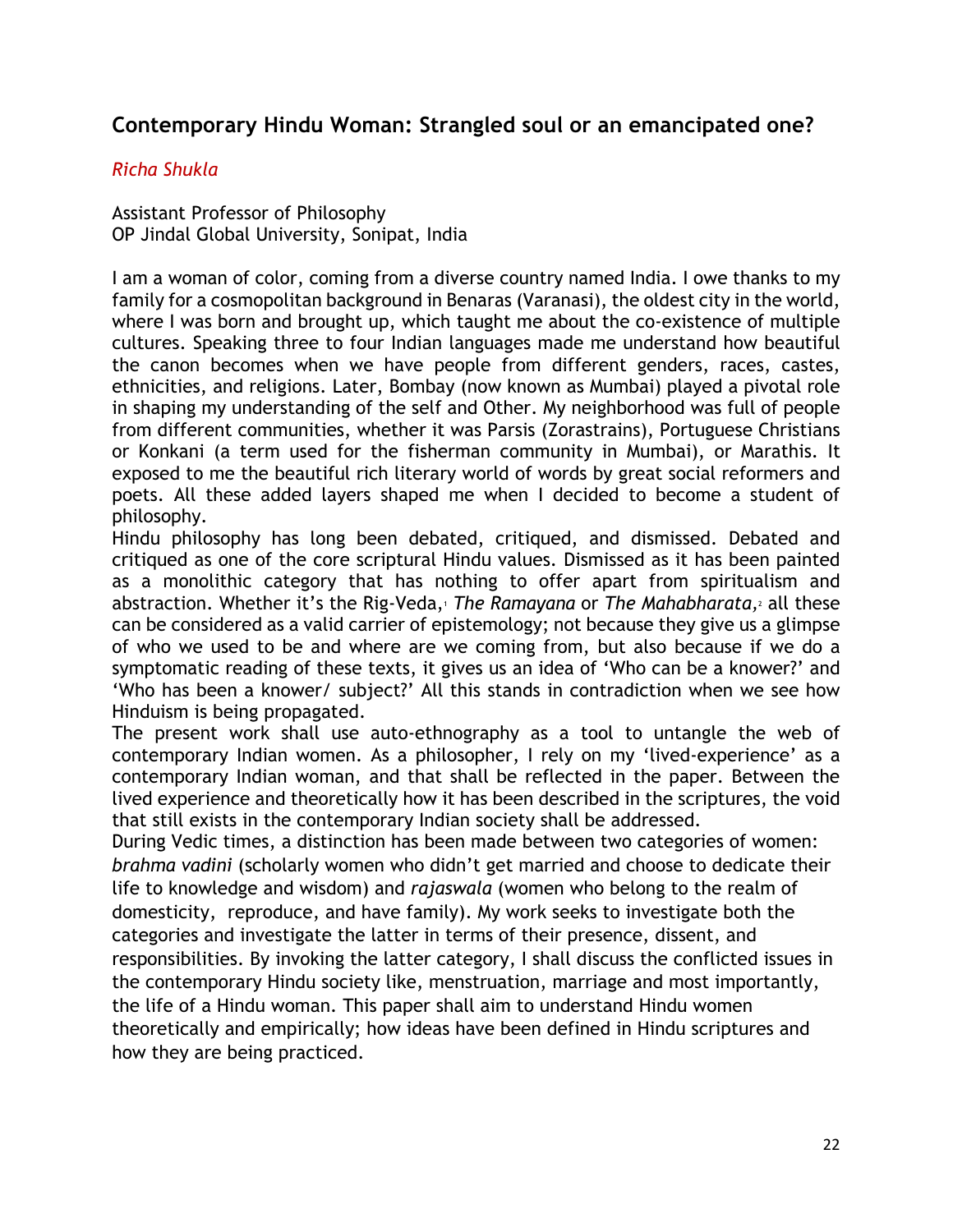## Contemporary Hindu Woman: Strangled soul or an emancipated one?

*Richa Shukla*

Assistant Professor of Philosophy
OP Jindal Global University, Sonipat, India

I am a woman of color, coming from a diverse country named India. I owe thanks to my family for a cosmopolitan background in Benaras (Varanasi), the oldest city in the world, where I was born and brought up, which taught me about the co-existence of multiple cultures. Speaking three to four Indian languages made me understand how beautiful the canon becomes when we have people from different genders, races, castes, ethnicities, and religions. Later, Bombay (now known as Mumbai) played a pivotal role in shaping my understanding of the self and Other. My neighborhood was full of people from different communities, whether it was Parsis (Zorastrains), Portuguese Christians or Konkani (a term used for the fisherman community in Mumbai), or Marathis. It exposed to me the beautiful rich literary world of words by great social reformers and poets. All these added layers shaped me when I decided to become a student of philosophy.

Hindu philosophy has long been debated, critiqued, and dismissed. Debated and critiqued as one of the core scriptural Hindu values. Dismissed as it has been painted as a monolithic category that has nothing to offer apart from spiritualism and abstraction. Whether it's the Rig-Veda,[1] *The Ramayana* or *The Mahabharata*,[2] all these can be considered as a valid carrier of epistemology; not because they give us a glimpse of who we used to be and where are we coming from, but also because if we do a symptomatic reading of these texts, it gives us an idea of 'Who can be a knower?' and 'Who has been a knower/ subject?' All this stands in contradiction when we see how Hinduism is being propagated.

The present work shall use auto-ethnography as a tool to untangle the web of contemporary Indian women. As a philosopher, I rely on my 'lived-experience' as a contemporary Indian woman, and that shall be reflected in the paper. Between the lived experience and theoretically how it has been described in the scriptures, the void that still exists in the contemporary Indian society shall be addressed.

During Vedic times, a distinction has been made between two categories of women: *brahma vadini* (scholarly women who didn't get married and choose to dedicate their life to knowledge and wisdom) and *rajaswala* (women who belong to the realm of domesticity, reproduce, and have family). My work seeks to investigate both the categories and investigate the latter in terms of their presence, dissent, and responsibilities. By invoking the latter category, I shall discuss the conflicted issues in the contemporary Hindu society like, menstruation, marriage and most importantly, the life of a Hindu woman. This paper shall aim to understand Hindu women theoretically and empirically; how ideas have been defined in Hindu scriptures and how they are being practiced.